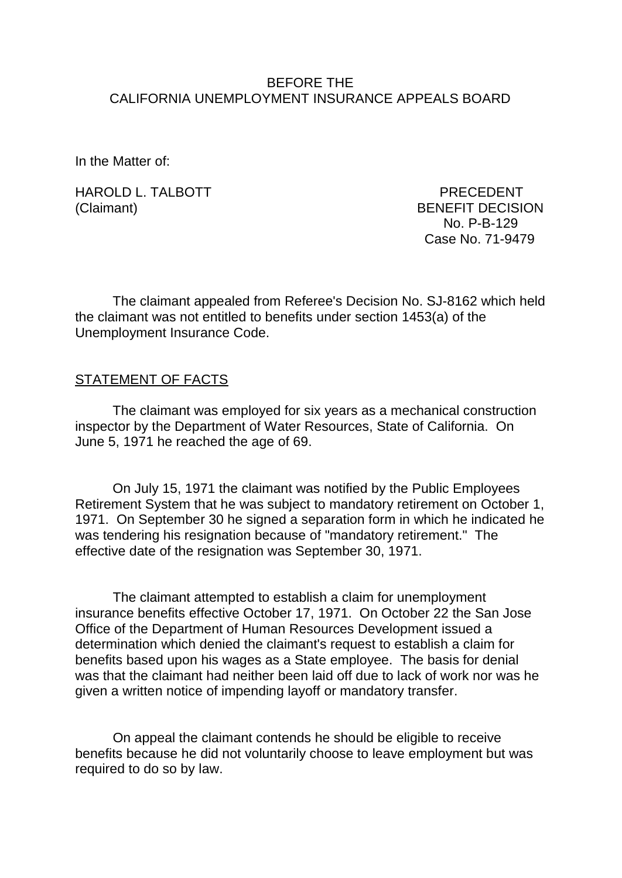BEFORE THE
CALIFORNIA UNEMPLOYMENT INSURANCE APPEALS BOARD

In the Matter of:

HAROLD L. TALBOTT
(Claimant)

PRECEDENT
BENEFIT DECISION
No. P-B-129
Case No. 71-9479

The claimant appealed from Referee's Decision No. SJ-8162 which held the claimant was not entitled to benefits under section 1453(a) of the Unemployment Insurance Code.

<u>STATEMENT OF FACTS</u>

The claimant was employed for six years as a mechanical construction inspector by the Department of Water Resources, State of California. On June 5, 1971 he reached the age of 69.

On July 15, 1971 the claimant was notified by the Public Employees Retirement System that he was subject to mandatory retirement on October 1, 1971. On September 30 he signed a separation form in which he indicated he was tendering his resignation because of "mandatory retirement." The effective date of the resignation was September 30, 1971.

The claimant attempted to establish a claim for unemployment insurance benefits effective October 17, 1971. On October 22 the San Jose Office of the Department of Human Resources Development issued a determination which denied the claimant's request to establish a claim for benefits based upon his wages as a State employee. The basis for denial was that the claimant had neither been laid off due to lack of work nor was he given a written notice of impending layoff or mandatory transfer.

On appeal the claimant contends he should be eligible to receive benefits because he did not voluntarily choose to leave employment but was required to do so by law.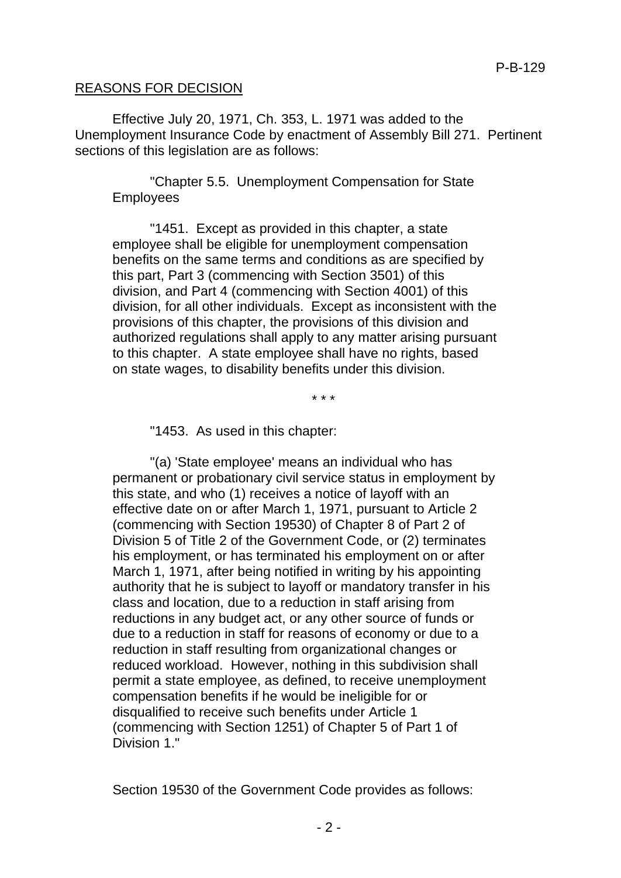REASONS FOR DECISION

Effective July 20, 1971, Ch. 353, L. 1971 was added to the Unemployment Insurance Code by enactment of Assembly Bill 271. Pertinent sections of this legislation are as follows:

> "Chapter 5.5. Unemployment Compensation for State Employees
>
> "1451. Except as provided in this chapter, a state employee shall be eligible for unemployment compensation benefits on the same terms and conditions as are specified by this part, Part 3 (commencing with Section 3501) of this division, and Part 4 (commencing with Section 4001) of this division, for all other individuals. Except as inconsistent with the provisions of this chapter, the provisions of this division and authorized regulations shall apply to any matter arising pursuant to this chapter. A state employee shall have no rights, based on state wages, to disability benefits under this division.
>
> \* \* \*
>
> "1453. As used in this chapter:
>
> "(a) 'State employee' means an individual who has permanent or probationary civil service status in employment by this state, and who (1) receives a notice of layoff with an effective date on or after March 1, 1971, pursuant to Article 2 (commencing with Section 19530) of Chapter 8 of Part 2 of Division 5 of Title 2 of the Government Code, or (2) terminates his employment, or has terminated his employment on or after March 1, 1971, after being notified in writing by his appointing authority that he is subject to layoff or mandatory transfer in his class and location, due to a reduction in staff arising from reductions in any budget act, or any other source of funds or due to a reduction in staff for reasons of economy or due to a reduction in staff resulting from organizational changes or reduced workload. However, nothing in this subdivision shall permit a state employee, as defined, to receive unemployment compensation benefits if he would be ineligible for or disqualified to receive such benefits under Article 1 (commencing with Section 1251) of Chapter 5 of Part 1 of Division 1."

Section 19530 of the Government Code provides as follows: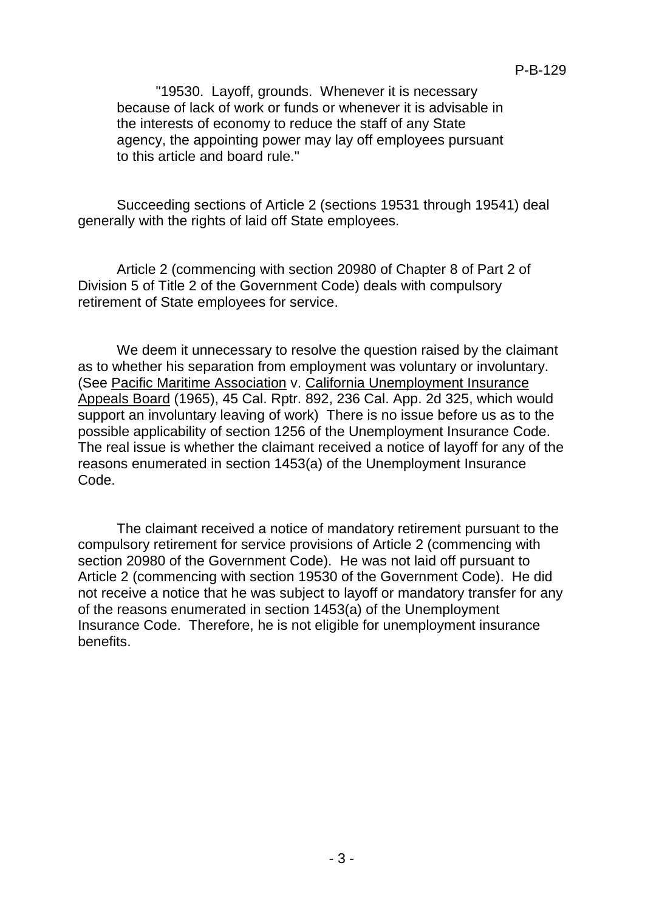> "19530. Layoff, grounds. Whenever it is necessary because of lack of work or funds or whenever it is advisable in the interests of economy to reduce the staff of any State agency, the appointing power may lay off employees pursuant to this article and board rule."

Succeeding sections of Article 2 (sections 19531 through 19541) deal generally with the rights of laid off State employees.

Article 2 (commencing with section 20980 of Chapter 8 of Part 2 of Division 5 of Title 2 of the Government Code) deals with compulsory retirement of State employees for service.

We deem it unnecessary to resolve the question raised by the claimant as to whether his separation from employment was voluntary or involuntary. (See Pacific Maritime Association v. California Unemployment Insurance Appeals Board (1965), 45 Cal. Rptr. 892, 236 Cal. App. 2d 325, which would support an involuntary leaving of work) There is no issue before us as to the possible applicability of section 1256 of the Unemployment Insurance Code. The real issue is whether the claimant received a notice of layoff for any of the reasons enumerated in section 1453(a) of the Unemployment Insurance Code.

The claimant received a notice of mandatory retirement pursuant to the compulsory retirement for service provisions of Article 2 (commencing with section 20980 of the Government Code). He was not laid off pursuant to Article 2 (commencing with section 19530 of the Government Code). He did not receive a notice that he was subject to layoff or mandatory transfer for any of the reasons enumerated in section 1453(a) of the Unemployment Insurance Code. Therefore, he is not eligible for unemployment insurance benefits.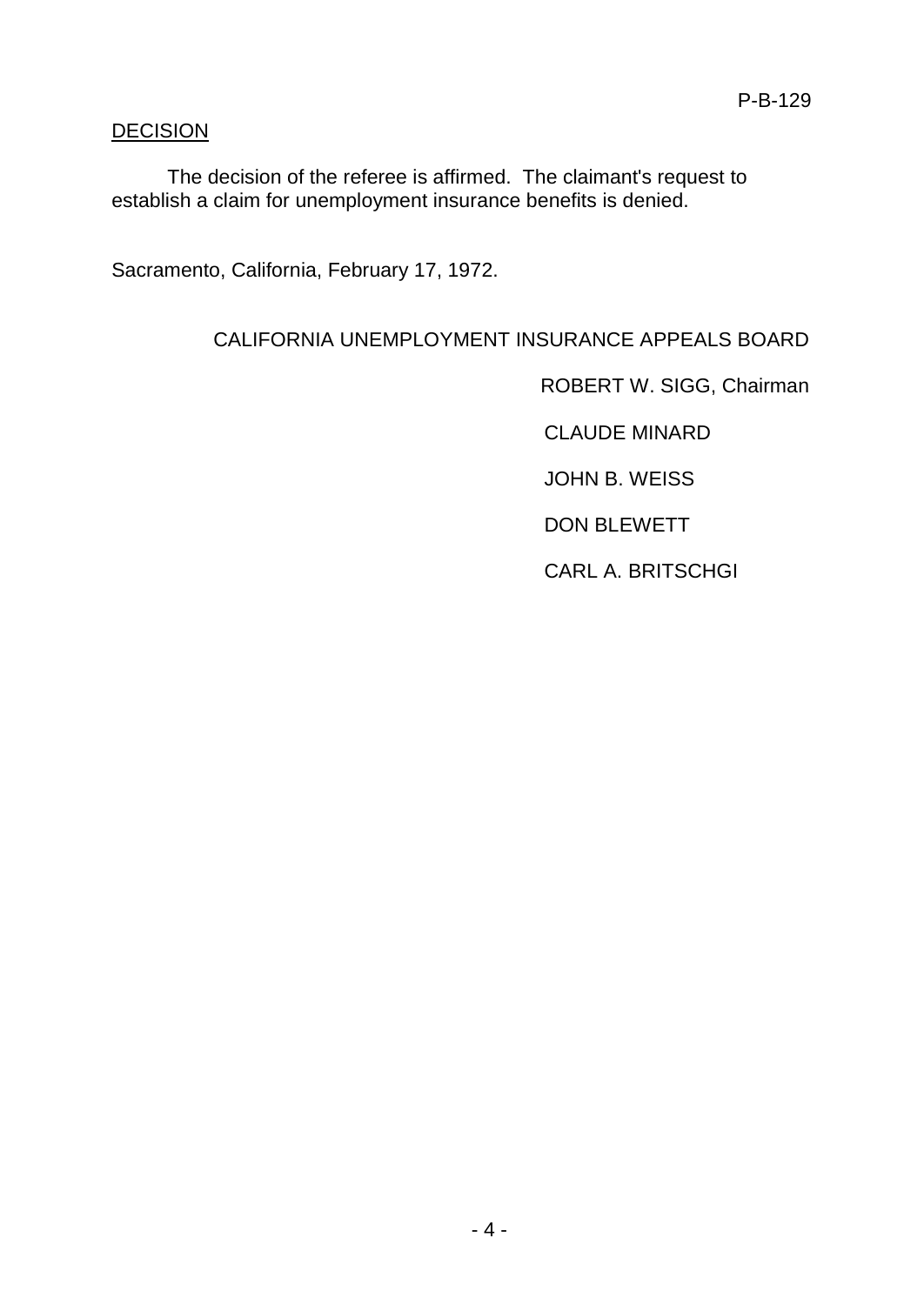## DECISION

The decision of the referee is affirmed. The claimant's request to establish a claim for unemployment insurance benefits is denied.

Sacramento, California, February 17, 1972.

CALIFORNIA UNEMPLOYMENT INSURANCE APPEALS BOARD

ROBERT W. SIGG, Chairman

CLAUDE MINARD

JOHN B. WEISS

DON BLEWETT

CARL A. BRITSCHGI